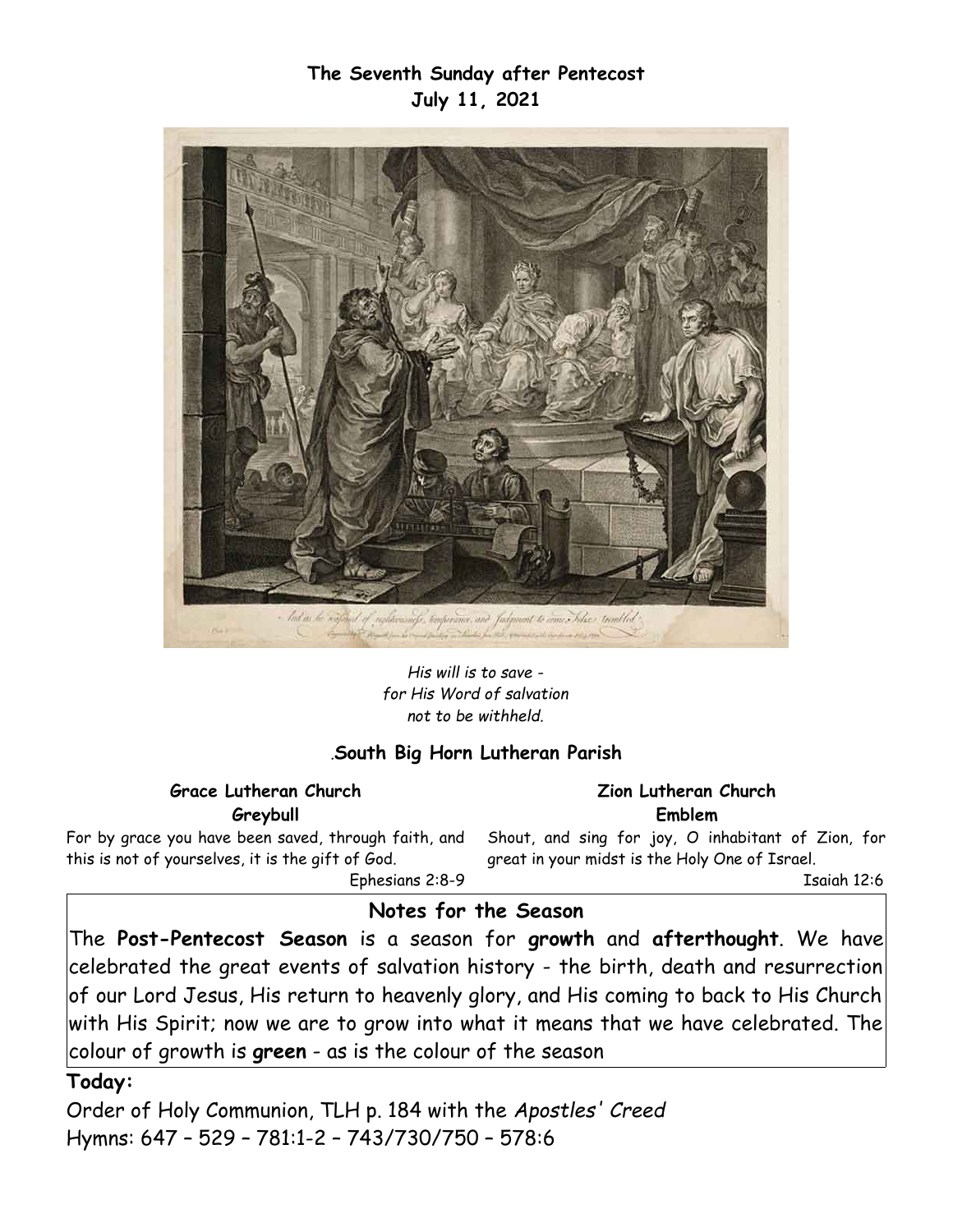**The Seventh Sunday after Pentecost**
**July 11, 2021**

*His will is to save -*
*for His Word of salvation*
*not to be withheld.*

.**South Big Horn Lutheran Parish**

**Grace Lutheran Church**
**Greybull**

For by grace you have been saved, through faith, and this is not of yourselves, it is the gift of God.

Ephesians 2:8-9

**Zion Lutheran Church**
**Emblem**

Shout, and sing for joy, O inhabitant of Zion, for great in your midst is the Holy One of Israel.

Isaiah 12:6

## Notes for the Season

The **Post-Pentecost Season** is a season for **growth** and **afterthought**. We have celebrated the great events of salvation history - the birth, death and resurrection of our Lord Jesus, His return to heavenly glory, and His coming to back to His Church with His Spirit; now we are to grow into what it means that we have celebrated. The colour of growth is **green** - as is the colour of the season

**Today:**

Order of Holy Communion, TLH p. 184 with the *Apostles' Creed*

Hymns: 647 – 529 – 781:1-2 – 743/730/750 – 578:6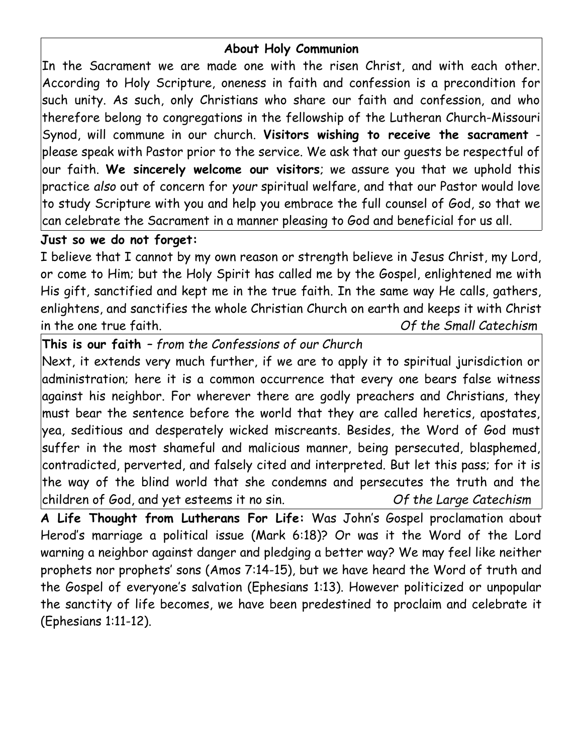## About Holy Communion

In the Sacrament we are made one with the risen Christ, and with each other. According to Holy Scripture, oneness in faith and confession is a precondition for such unity. As such, only Christians who share our faith and confession, and who therefore belong to congregations in the fellowship of the Lutheran Church-Missouri Synod, will commune in our church. **Visitors wishing to receive the sacrament** - please speak with Pastor prior to the service. We ask that our guests be respectful of our faith. **We sincerely welcome our visitors**; we assure you that we uphold this practice *also* out of concern for *your* spiritual welfare, and that our Pastor would love to study Scripture with you and help you embrace the full counsel of God, so that we can celebrate the Sacrament in a manner pleasing to God and beneficial for us all.

**Just so we do not forget:**

I believe that I cannot by my own reason or strength believe in Jesus Christ, my Lord, or come to Him; but the Holy Spirit has called me by the Gospel, enlightened me with His gift, sanctified and kept me in the true faith. In the same way He calls, gathers, enlightens, and sanctifies the whole Christian Church on earth and keeps it with Christ in the one true faith. *Of the Small Catechism*

**This is our faith** – *from the Confessions of our Church*

Next, it extends very much further, if we are to apply it to spiritual jurisdiction or administration; here it is a common occurrence that every one bears false witness against his neighbor. For wherever there are godly preachers and Christians, they must bear the sentence before the world that they are called heretics, apostates, yea, seditious and desperately wicked miscreants. Besides, the Word of God must suffer in the most shameful and malicious manner, being persecuted, blasphemed, contradicted, perverted, and falsely cited and interpreted. But let this pass; for it is the way of the blind world that she condemns and persecutes the truth and the children of God, and yet esteems it no sin. *Of the Large Catechism*

**A Life Thought from Lutherans For Life:** Was John's Gospel proclamation about Herod's marriage a political issue (Mark 6:18)? Or was it the Word of the Lord warning a neighbor against danger and pledging a better way? We may feel like neither prophets nor prophets' sons (Amos 7:14-15), but we have heard the Word of truth and the Gospel of everyone's salvation (Ephesians 1:13). However politicized or unpopular the sanctity of life becomes, we have been predestined to proclaim and celebrate it (Ephesians 1:11-12).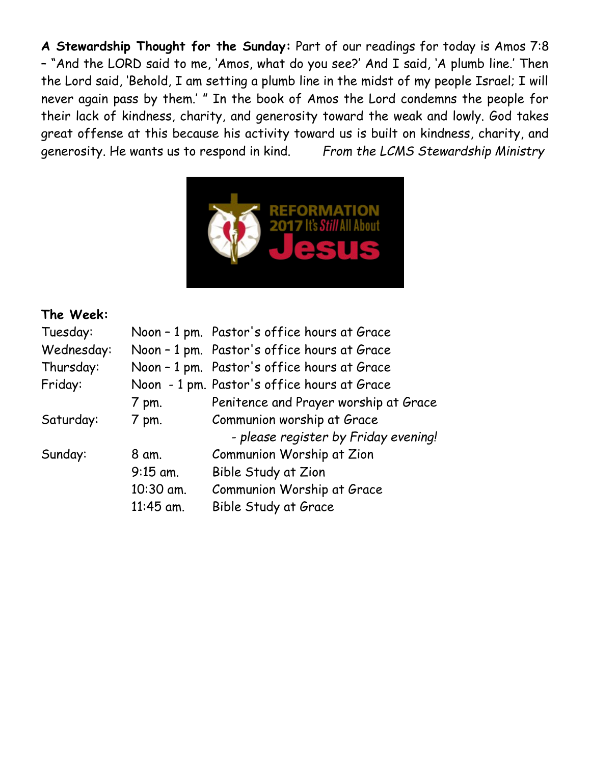**A Stewardship Thought for the Sunday:** Part of our readings for today is Amos 7:8 – "And the LORD said to me, 'Amos, what do you see?' And I said, 'A plumb line.' Then the Lord said, 'Behold, I am setting a plumb line in the midst of my people Israel; I will never again pass by them.' " In the book of Amos the Lord condemns the people for their lack of kindness, charity, and generosity toward the weak and lowly. God takes great offense at this because his activity toward us is built on kindness, charity, and generosity. He wants us to respond in kind. *From the LCMS Stewardship Ministry*

REFORMATION 2017 It's *Still* All About Jesus

**The Week:**

| | | |
|---|---|---|
| Tuesday: | Noon – 1 pm. | Pastor's office hours at Grace |
| Wednesday: | Noon – 1 pm. | Pastor's office hours at Grace |
| Thursday: | Noon – 1 pm. | Pastor's office hours at Grace |
| Friday: | Noon - 1 pm. | Pastor's office hours at Grace |
| | 7 pm. | Penitence and Prayer worship at Grace |
| Saturday: | 7 pm. | Communion worship at Grace - *please register by Friday evening!* |
| Sunday: | 8 am. | Communion Worship at Zion |
| | 9:15 am. | Bible Study at Zion |
| | 10:30 am. | Communion Worship at Grace |
| | 11:45 am. | Bible Study at Grace |